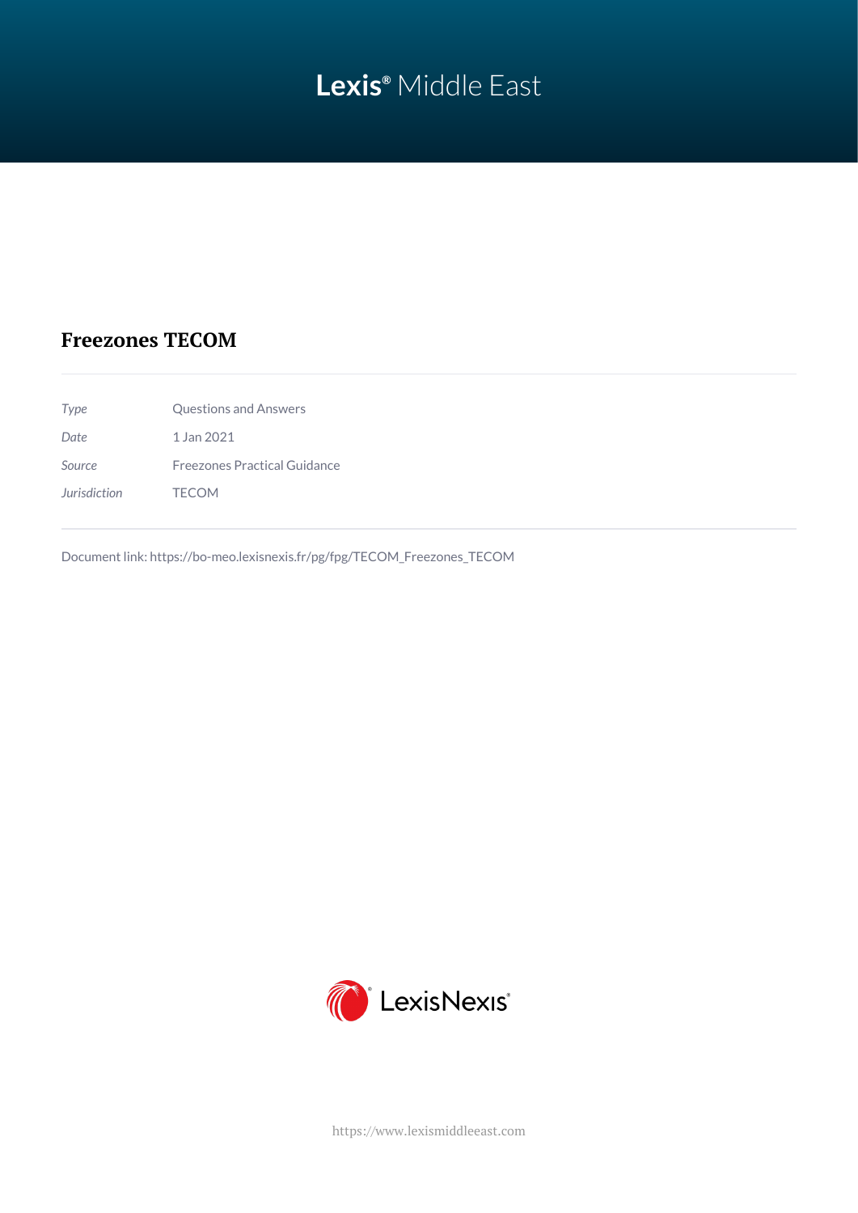Lexis® Middle East

# Freezones TECOM

| | |
|---|---|
| *Type* | Questions and Answers |
| *Date* | 1 Jan 2021 |
| *Source* | Freezones Practical Guidance |
| *Jurisdiction* | TECOM |

Document link: https://bo-meo.lexisnexis.fr/pg/fpg/TECOM_Freezones_TECOM

LexisNexis®

https://www.lexismiddleeast.com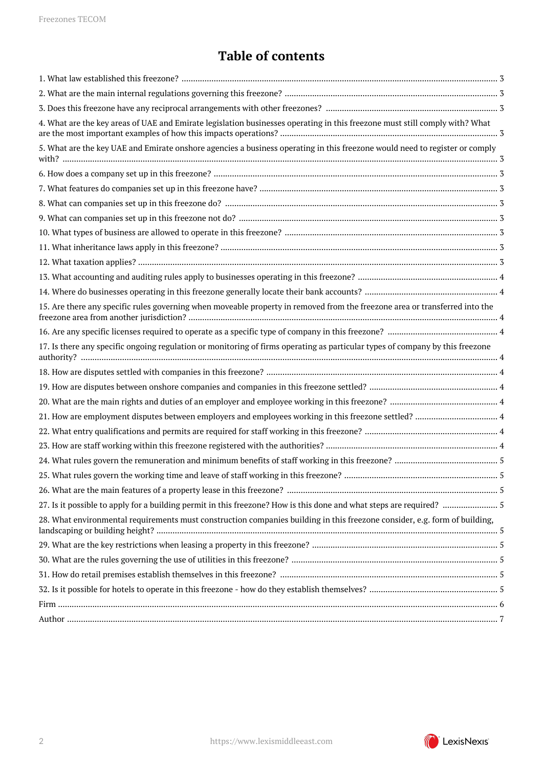# Table of contents

1. What law established this freezone? ..... 3
2. What are the main internal regulations governing this freezone? ..... 3
3. Does this freezone have any reciprocal arrangements with other freezones? ..... 3
4. What are the key areas of UAE and Emirate legislation businesses operating in this freezone must still comply with? What are the most important examples of how this impacts operations? ..... 3
5. What are the key UAE and Emirate onshore agencies a business operating in this freezone would need to register or comply with? ..... 3
6. How does a company set up in this freezone? ..... 3
7. What features do companies set up in this freezone have? ..... 3
8. What can companies set up in this freezone do? ..... 3
9. What can companies set up in this freezone not do? ..... 3
10. What types of business are allowed to operate in this freezone? ..... 3
11. What inheritance laws apply in this freezone? ..... 3
12. What taxation applies? ..... 3
13. What accounting and auditing rules apply to businesses operating in this freezone? ..... 4
14. Where do businesses operating in this freezone generally locate their bank accounts? ..... 4
15. Are there any specific rules governing when moveable property in removed from the freezone area or transferred into the freezone area from another jurisdiction? ..... 4
16. Are any specific licenses required to operate as a specific type of company in this freezone? ..... 4
17. Is there any specific ongoing regulation or monitoring of firms operating as particular types of company by this freezone authority? ..... 4
18. How are disputes settled with companies in this freezone? ..... 4
19. How are disputes between onshore companies and companies in this freezone settled? ..... 4
20. What are the main rights and duties of an employer and employee working in this freezone? ..... 4
21. How are employment disputes between employers and employees working in this freezone settled? ..... 4
22. What entry qualifications and permits are required for staff working in this freezone? ..... 4
23. How are staff working within this freezone registered with the authorities? ..... 4
24. What rules govern the remuneration and minimum benefits of staff working in this freezone? ..... 5
25. What rules govern the working time and leave of staff working in this freezone? ..... 5
26. What are the main features of a property lease in this freezone? ..... 5
27. Is it possible to apply for a building permit in this freezone? How is this done and what steps are required? ..... 5
28. What environmental requirements must construction companies building in this freezone consider, e.g. form of building, landscaping or building height? ..... 5
29. What are the key restrictions when leasing a property in this freezone? ..... 5
30. What are the rules governing the use of utilities in this freezone? ..... 5
31. How do retail premises establish themselves in this freezone? ..... 5
32. Is it possible for hotels to operate in this freezone - how do they establish themselves? ..... 5

Firm ..... 6

Author ..... 7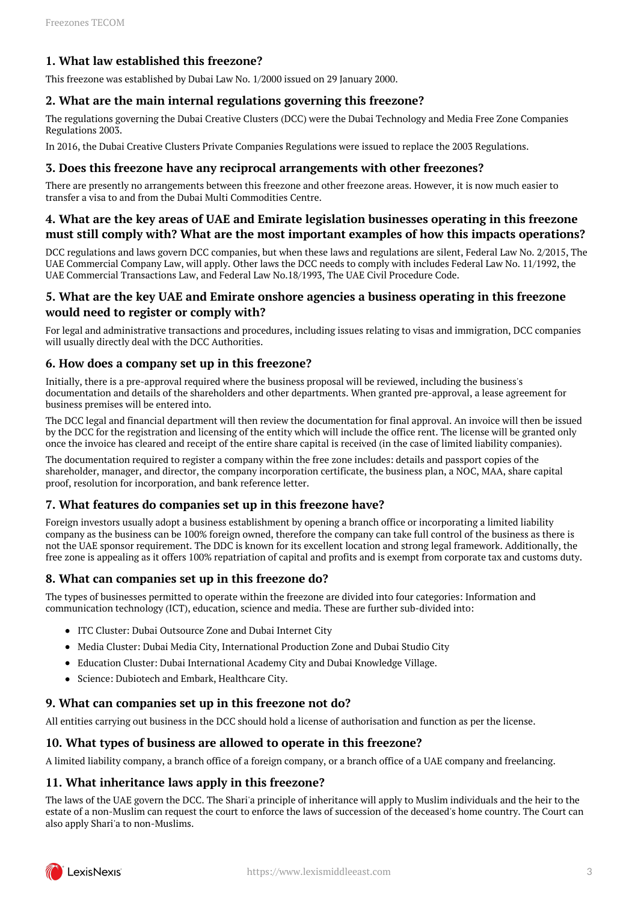## 1. What law established this freezone?

This freezone was established by Dubai Law No. 1/2000 issued on 29 January 2000.

## 2. What are the main internal regulations governing this freezone?

The regulations governing the Dubai Creative Clusters (DCC) were the Dubai Technology and Media Free Zone Companies Regulations 2003.

In 2016, the Dubai Creative Clusters Private Companies Regulations were issued to replace the 2003 Regulations.

## 3. Does this freezone have any reciprocal arrangements with other freezones?

There are presently no arrangements between this freezone and other freezone areas. However, it is now much easier to transfer a visa to and from the Dubai Multi Commodities Centre.

## 4. What are the key areas of UAE and Emirate legislation businesses operating in this freezone must still comply with? What are the most important examples of how this impacts operations?

DCC regulations and laws govern DCC companies, but when these laws and regulations are silent, Federal Law No. 2/2015, The UAE Commercial Company Law, will apply. Other laws the DCC needs to comply with includes Federal Law No. 11/1992, the UAE Commercial Transactions Law, and Federal Law No.18/1993, The UAE Civil Procedure Code.

## 5. What are the key UAE and Emirate onshore agencies a business operating in this freezone would need to register or comply with?

For legal and administrative transactions and procedures, including issues relating to visas and immigration, DCC companies will usually directly deal with the DCC Authorities.

## 6. How does a company set up in this freezone?

Initially, there is a pre-approval required where the business proposal will be reviewed, including the business's documentation and details of the shareholders and other departments. When granted pre-approval, a lease agreement for business premises will be entered into.

The DCC legal and financial department will then review the documentation for final approval. An invoice will then be issued by the DCC for the registration and licensing of the entity which will include the office rent. The license will be granted only once the invoice has cleared and receipt of the entire share capital is received (in the case of limited liability companies).

The documentation required to register a company within the free zone includes: details and passport copies of the shareholder, manager, and director, the company incorporation certificate, the business plan, a NOC, MAA, share capital proof, resolution for incorporation, and bank reference letter.

## 7. What features do companies set up in this freezone have?

Foreign investors usually adopt a business establishment by opening a branch office or incorporating a limited liability company as the business can be 100% foreign owned, therefore the company can take full control of the business as there is not the UAE sponsor requirement. The DDC is known for its excellent location and strong legal framework. Additionally, the free zone is appealing as it offers 100% repatriation of capital and profits and is exempt from corporate tax and customs duty.

## 8. What can companies set up in this freezone do?

The types of businesses permitted to operate within the freezone are divided into four categories: Information and communication technology (ICT), education, science and media. These are further sub-divided into:

- ITC Cluster: Dubai Outsource Zone and Dubai Internet City
- Media Cluster: Dubai Media City, International Production Zone and Dubai Studio City
- Education Cluster: Dubai International Academy City and Dubai Knowledge Village.
- Science: Dubiotech and Embark, Healthcare City.

## 9. What can companies set up in this freezone not do?

All entities carrying out business in the DCC should hold a license of authorisation and function as per the license.

## 10. What types of business are allowed to operate in this freezone?

A limited liability company, a branch office of a foreign company, or a branch office of a UAE company and freelancing.

## 11. What inheritance laws apply in this freezone?

The laws of the UAE govern the DCC. The Shari'a principle of inheritance will apply to Muslim individuals and the heir to the estate of a non-Muslim can request the court to enforce the laws of succession of the deceased's home country. The Court can also apply Shari'a to non-Muslims.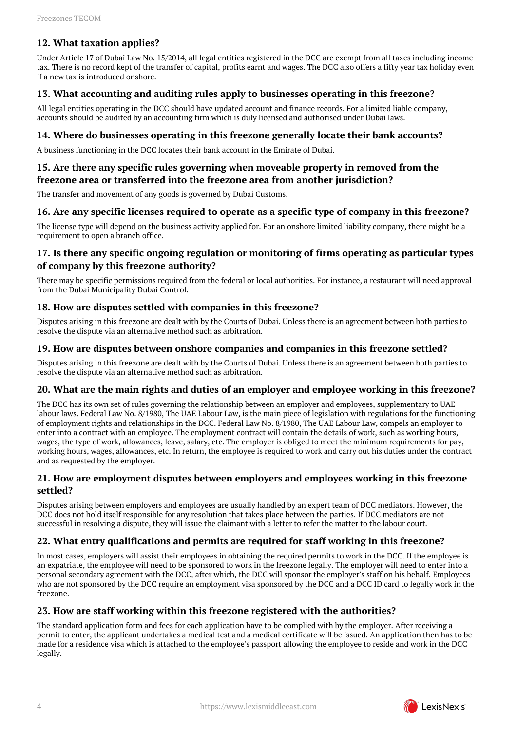## 12. What taxation applies?

Under Article 17 of Dubai Law No. 15/2014, all legal entities registered in the DCC are exempt from all taxes including income tax. There is no record kept of the transfer of capital, profits earnt and wages. The DCC also offers a fifty year tax holiday even if a new tax is introduced onshore.

## 13. What accounting and auditing rules apply to businesses operating in this freezone?

All legal entities operating in the DCC should have updated account and finance records. For a limited liable company, accounts should be audited by an accounting firm which is duly licensed and authorised under Dubai laws.

## 14. Where do businesses operating in this freezone generally locate their bank accounts?

A business functioning in the DCC locates their bank account in the Emirate of Dubai.

## 15. Are there any specific rules governing when moveable property in removed from the freezone area or transferred into the freezone area from another jurisdiction?

The transfer and movement of any goods is governed by Dubai Customs.

## 16. Are any specific licenses required to operate as a specific type of company in this freezone?

The license type will depend on the business activity applied for. For an onshore limited liability company, there might be a requirement to open a branch office.

## 17. Is there any specific ongoing regulation or monitoring of firms operating as particular types of company by this freezone authority?

There may be specific permissions required from the federal or local authorities. For instance, a restaurant will need approval from the Dubai Municipality Dubai Control.

## 18. How are disputes settled with companies in this freezone?

Disputes arising in this freezone are dealt with by the Courts of Dubai. Unless there is an agreement between both parties to resolve the dispute via an alternative method such as arbitration.

## 19. How are disputes between onshore companies and companies in this freezone settled?

Disputes arising in this freezone are dealt with by the Courts of Dubai. Unless there is an agreement between both parties to resolve the dispute via an alternative method such as arbitration.

## 20. What are the main rights and duties of an employer and employee working in this freezone?

The DCC has its own set of rules governing the relationship between an employer and employees, supplementary to UAE labour laws. Federal Law No. 8/1980, The UAE Labour Law, is the main piece of legislation with regulations for the functioning of employment rights and relationships in the DCC. Federal Law No. 8/1980, The UAE Labour Law, compels an employer to enter into a contract with an employee. The employment contract will contain the details of work, such as working hours, wages, the type of work, allowances, leave, salary, etc. The employer is obliged to meet the minimum requirements for pay, working hours, wages, allowances, etc. In return, the employee is required to work and carry out his duties under the contract and as requested by the employer.

## 21. How are employment disputes between employers and employees working in this freezone settled?

Disputes arising between employers and employees are usually handled by an expert team of DCC mediators. However, the DCC does not hold itself responsible for any resolution that takes place between the parties. If DCC mediators are not successful in resolving a dispute, they will issue the claimant with a letter to refer the matter to the labour court.

## 22. What entry qualifications and permits are required for staff working in this freezone?

In most cases, employers will assist their employees in obtaining the required permits to work in the DCC. If the employee is an expatriate, the employee will need to be sponsored to work in the freezone legally. The employer will need to enter into a personal secondary agreement with the DCC, after which, the DCC will sponsor the employer's staff on his behalf. Employees who are not sponsored by the DCC require an employment visa sponsored by the DCC and a DCC ID card to legally work in the freezone.

## 23. How are staff working within this freezone registered with the authorities?

The standard application form and fees for each application have to be complied with by the employer. After receiving a permit to enter, the applicant undertakes a medical test and a medical certificate will be issued. An application then has to be made for a residence visa which is attached to the employee's passport allowing the employee to reside and work in the DCC legally.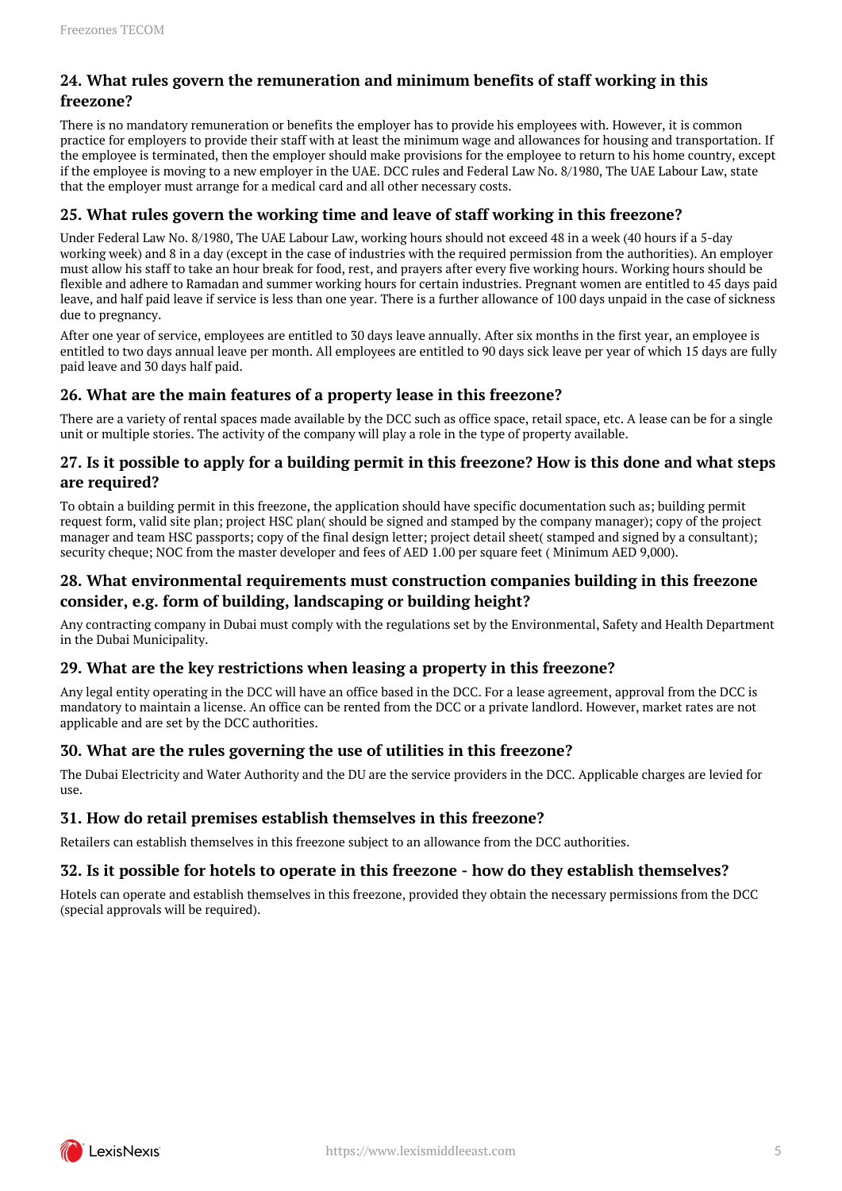## 24. What rules govern the remuneration and minimum benefits of staff working in this freezone?

There is no mandatory remuneration or benefits the employer has to provide his employees with. However, it is common practice for employers to provide their staff with at least the minimum wage and allowances for housing and transportation. If the employee is terminated, then the employer should make provisions for the employee to return to his home country, except if the employee is moving to a new employer in the UAE. DCC rules and Federal Law No. 8/1980, The UAE Labour Law, state that the employer must arrange for a medical card and all other necessary costs.

## 25. What rules govern the working time and leave of staff working in this freezone?

Under Federal Law No. 8/1980, The UAE Labour Law, working hours should not exceed 48 in a week (40 hours if a 5-day working week) and 8 in a day (except in the case of industries with the required permission from the authorities). An employer must allow his staff to take an hour break for food, rest, and prayers after every five working hours. Working hours should be flexible and adhere to Ramadan and summer working hours for certain industries. Pregnant women are entitled to 45 days paid leave, and half paid leave if service is less than one year. There is a further allowance of 100 days unpaid in the case of sickness due to pregnancy.

After one year of service, employees are entitled to 30 days leave annually. After six months in the first year, an employee is entitled to two days annual leave per month. All employees are entitled to 90 days sick leave per year of which 15 days are fully paid leave and 30 days half paid.

## 26. What are the main features of a property lease in this freezone?

There are a variety of rental spaces made available by the DCC such as office space, retail space, etc. A lease can be for a single unit or multiple stories. The activity of the company will play a role in the type of property available.

## 27. Is it possible to apply for a building permit in this freezone? How is this done and what steps are required?

To obtain a building permit in this freezone, the application should have specific documentation such as; building permit request form, valid site plan; project HSC plan( should be signed and stamped by the company manager); copy of the project manager and team HSC passports; copy of the final design letter; project detail sheet( stamped and signed by a consultant); security cheque; NOC from the master developer and fees of AED 1.00 per square feet ( Minimum AED 9,000).

## 28. What environmental requirements must construction companies building in this freezone consider, e.g. form of building, landscaping or building height?

Any contracting company in Dubai must comply with the regulations set by the Environmental, Safety and Health Department in the Dubai Municipality.

## 29. What are the key restrictions when leasing a property in this freezone?

Any legal entity operating in the DCC will have an office based in the DCC. For a lease agreement, approval from the DCC is mandatory to maintain a license. An office can be rented from the DCC or a private landlord. However, market rates are not applicable and are set by the DCC authorities.

## 30. What are the rules governing the use of utilities in this freezone?

The Dubai Electricity and Water Authority and the DU are the service providers in the DCC. Applicable charges are levied for use.

## 31. How do retail premises establish themselves in this freezone?

Retailers can establish themselves in this freezone subject to an allowance from the DCC authorities.

## 32. Is it possible for hotels to operate in this freezone - how do they establish themselves?

Hotels can operate and establish themselves in this freezone, provided they obtain the necessary permissions from the DCC (special approvals will be required).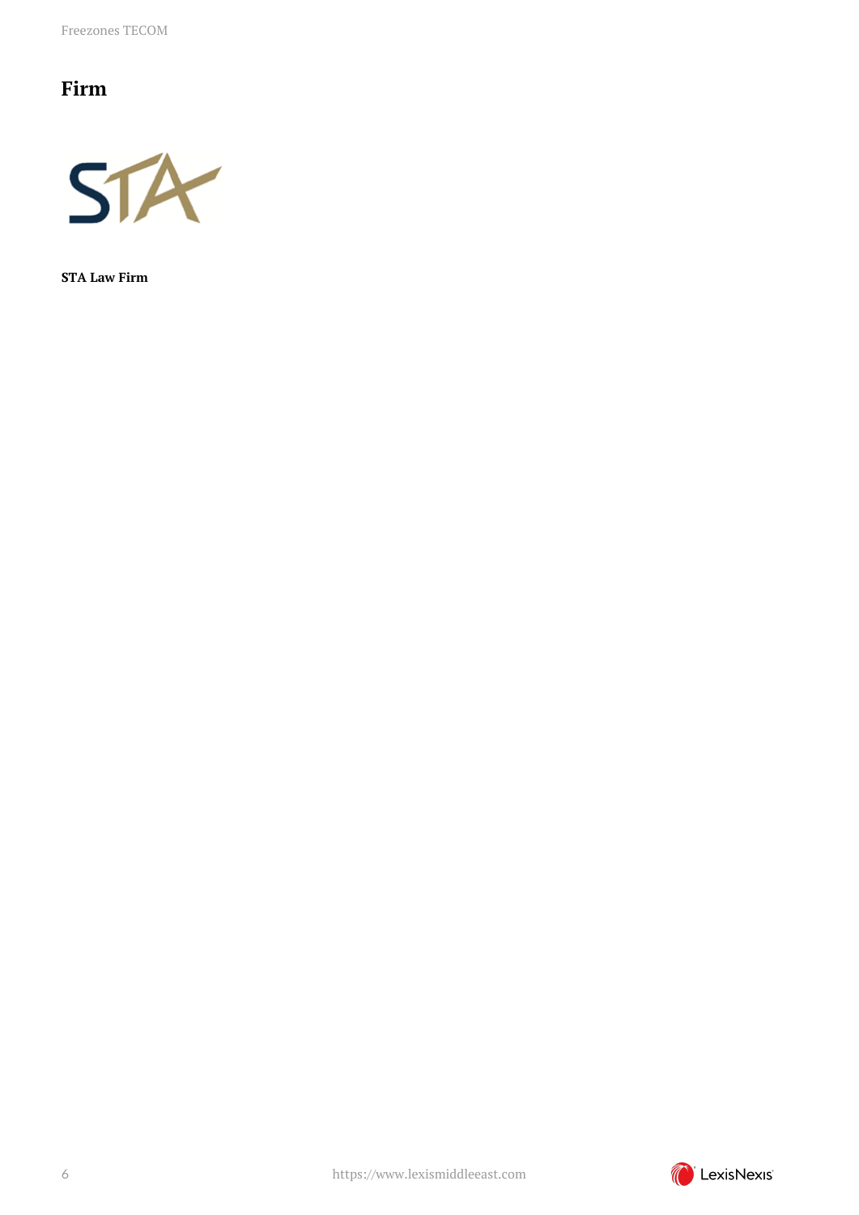## Firm

**STA Law Firm**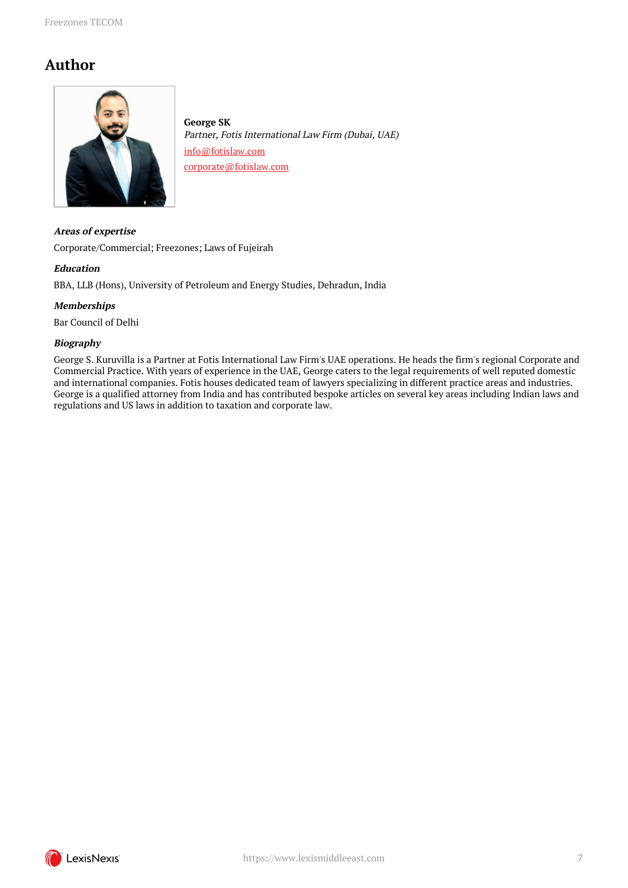# Author

**George SK**
*Partner, Fotis International Law Firm (Dubai, UAE)*
info@fotislaw.com
corporate@fotislaw.com

***Areas of expertise***

Corporate/Commercial; Freezones; Laws of Fujeirah

***Education***

BBA, LLB (Hons), University of Petroleum and Energy Studies, Dehradun, India

***Memberships***

Bar Council of Delhi

***Biography***

George S. Kuruvilla is a Partner at Fotis International Law Firm's UAE operations. He heads the firm's regional Corporate and Commercial Practice. With years of experience in the UAE, George caters to the legal requirements of well reputed domestic and international companies. Fotis houses dedicated team of lawyers specializing in different practice areas and industries. George is a qualified attorney from India and has contributed bespoke articles on several key areas including Indian laws and regulations and US laws in addition to taxation and corporate law.